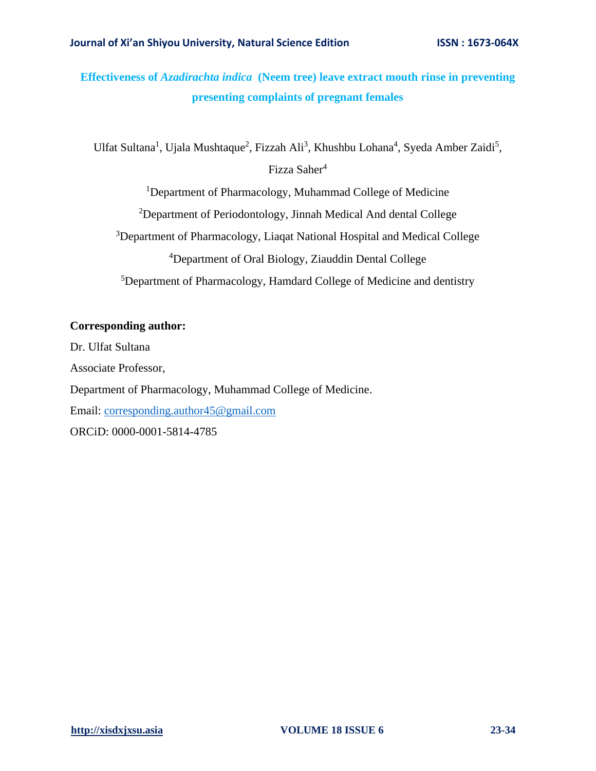# Effectiveness of *Azadirachta indica* (Neem tree) leave extract mouth rinse in preventing presenting complaints of pregnant females

Ulfat Sultana[1], Ujala Mushtaque[2], Fizzah Ali[3], Khushbu Lohana[4], Syeda Amber Zaidi[5], Fizza Saher[4]

[1]Department of Pharmacology, Muhammad College of Medicine

[2]Department of Periodontology, Jinnah Medical And dental College

[3]Department of Pharmacology, Liaqat National Hospital and Medical College

[4]Department of Oral Biology, Ziauddin Dental College

[5]Department of Pharmacology, Hamdard College of Medicine and dentistry

**Corresponding author:**

Dr. Ulfat Sultana

Associate Professor,

Department of Pharmacology, Muhammad College of Medicine.

Email: corresponding.author45@gmail.com

ORCiD: 0000-0001-5814-4785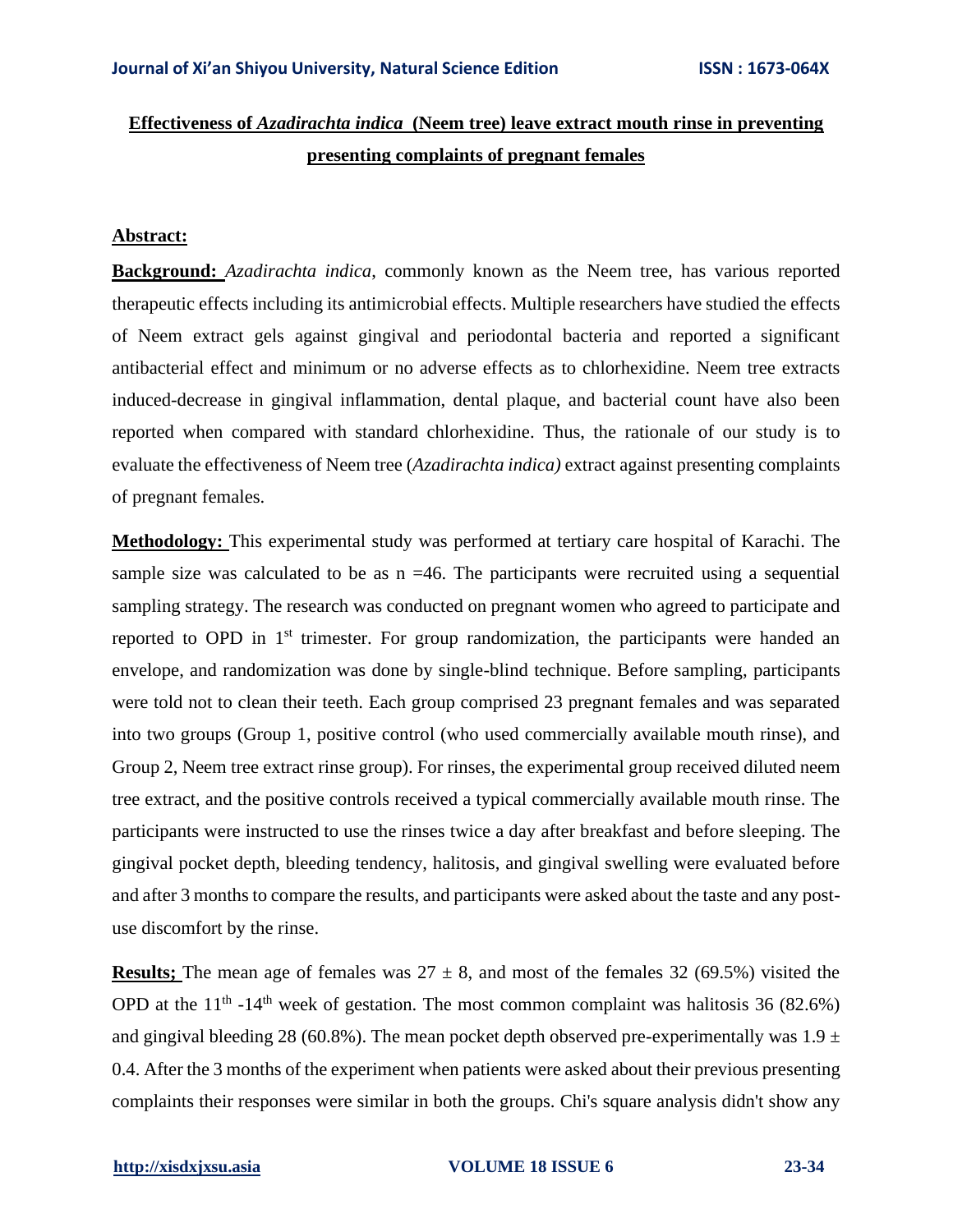# Effectiveness of *Azadirachta indica* (Neem tree) leave extract mouth rinse in preventing presenting complaints of pregnant females

## Abstract:

**Background:** *Azadirachta indica*, commonly known as the Neem tree, has various reported therapeutic effects including its antimicrobial effects. Multiple researchers have studied the effects of Neem extract gels against gingival and periodontal bacteria and reported a significant antibacterial effect and minimum or no adverse effects as to chlorhexidine. Neem tree extracts induced-decrease in gingival inflammation, dental plaque, and bacterial count have also been reported when compared with standard chlorhexidine. Thus, the rationale of our study is to evaluate the effectiveness of Neem tree (*Azadirachta indica)* extract against presenting complaints of pregnant females.

**Methodology:** This experimental study was performed at tertiary care hospital of Karachi. The sample size was calculated to be as n =46. The participants were recruited using a sequential sampling strategy. The research was conducted on pregnant women who agreed to participate and reported to OPD in 1st trimester. For group randomization, the participants were handed an envelope, and randomization was done by single-blind technique. Before sampling, participants were told not to clean their teeth. Each group comprised 23 pregnant females and was separated into two groups (Group 1, positive control (who used commercially available mouth rinse), and Group 2, Neem tree extract rinse group). For rinses, the experimental group received diluted neem tree extract, and the positive controls received a typical commercially available mouth rinse. The participants were instructed to use the rinses twice a day after breakfast and before sleeping. The gingival pocket depth, bleeding tendency, halitosis, and gingival swelling were evaluated before and after 3 months to compare the results, and participants were asked about the taste and any post-use discomfort by the rinse.

**Results;** The mean age of females was $27 \pm 8$, and most of the females 32 (69.5%) visited the OPD at the 11th -14th week of gestation. The most common complaint was halitosis 36 (82.6%) and gingival bleeding 28 (60.8%). The mean pocket depth observed pre-experimentally was $1.9 \pm 0.4$. After the 3 months of the experiment when patients were asked about their previous presenting complaints their responses were similar in both the groups. Chi's square analysis didn't show any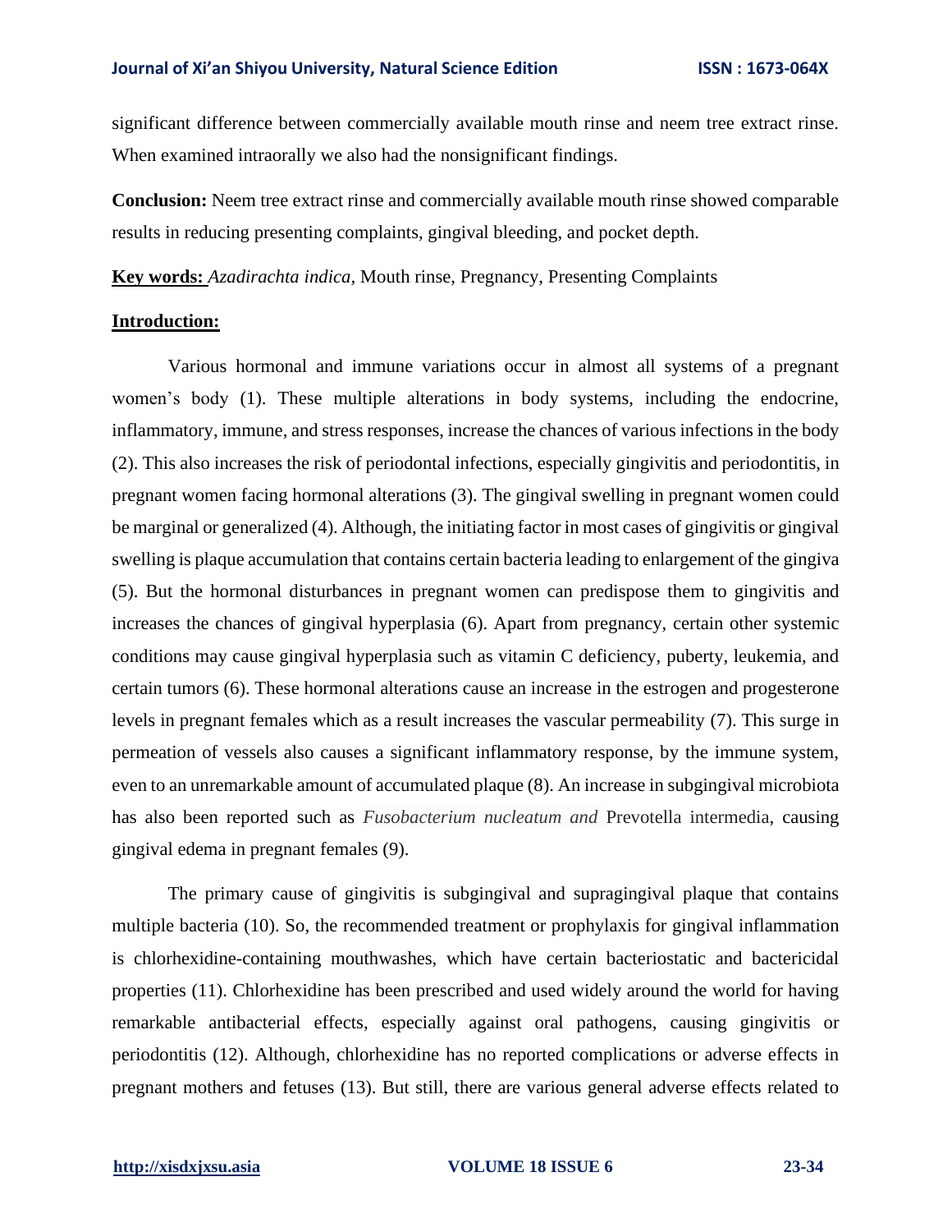significant difference between commercially available mouth rinse and neem tree extract rinse. When examined intraorally we also had the nonsignificant findings.

**Conclusion:** Neem tree extract rinse and commercially available mouth rinse showed comparable results in reducing presenting complaints, gingival bleeding, and pocket depth.

**Key words:** *Azadirachta indica,* Mouth rinse, Pregnancy, Presenting Complaints

## Introduction:

Various hormonal and immune variations occur in almost all systems of a pregnant women's body (1). These multiple alterations in body systems, including the endocrine, inflammatory, immune, and stress responses, increase the chances of various infections in the body (2). This also increases the risk of periodontal infections, especially gingivitis and periodontitis, in pregnant women facing hormonal alterations (3). The gingival swelling in pregnant women could be marginal or generalized (4). Although, the initiating factor in most cases of gingivitis or gingival swelling is plaque accumulation that contains certain bacteria leading to enlargement of the gingiva (5). But the hormonal disturbances in pregnant women can predispose them to gingivitis and increases the chances of gingival hyperplasia (6). Apart from pregnancy, certain other systemic conditions may cause gingival hyperplasia such as vitamin C deficiency, puberty, leukemia, and certain tumors (6). These hormonal alterations cause an increase in the estrogen and progesterone levels in pregnant females which as a result increases the vascular permeability (7). This surge in permeation of vessels also causes a significant inflammatory response, by the immune system, even to an unremarkable amount of accumulated plaque (8). An increase in subgingival microbiota has also been reported such as *Fusobacterium nucleatum and* Prevotella intermedia, causing gingival edema in pregnant females (9).

The primary cause of gingivitis is subgingival and supragingival plaque that contains multiple bacteria (10). So, the recommended treatment or prophylaxis for gingival inflammation is chlorhexidine-containing mouthwashes, which have certain bacteriostatic and bactericidal properties (11). Chlorhexidine has been prescribed and used widely around the world for having remarkable antibacterial effects, especially against oral pathogens, causing gingivitis or periodontitis (12). Although, chlorhexidine has no reported complications or adverse effects in pregnant mothers and fetuses (13). But still, there are various general adverse effects related to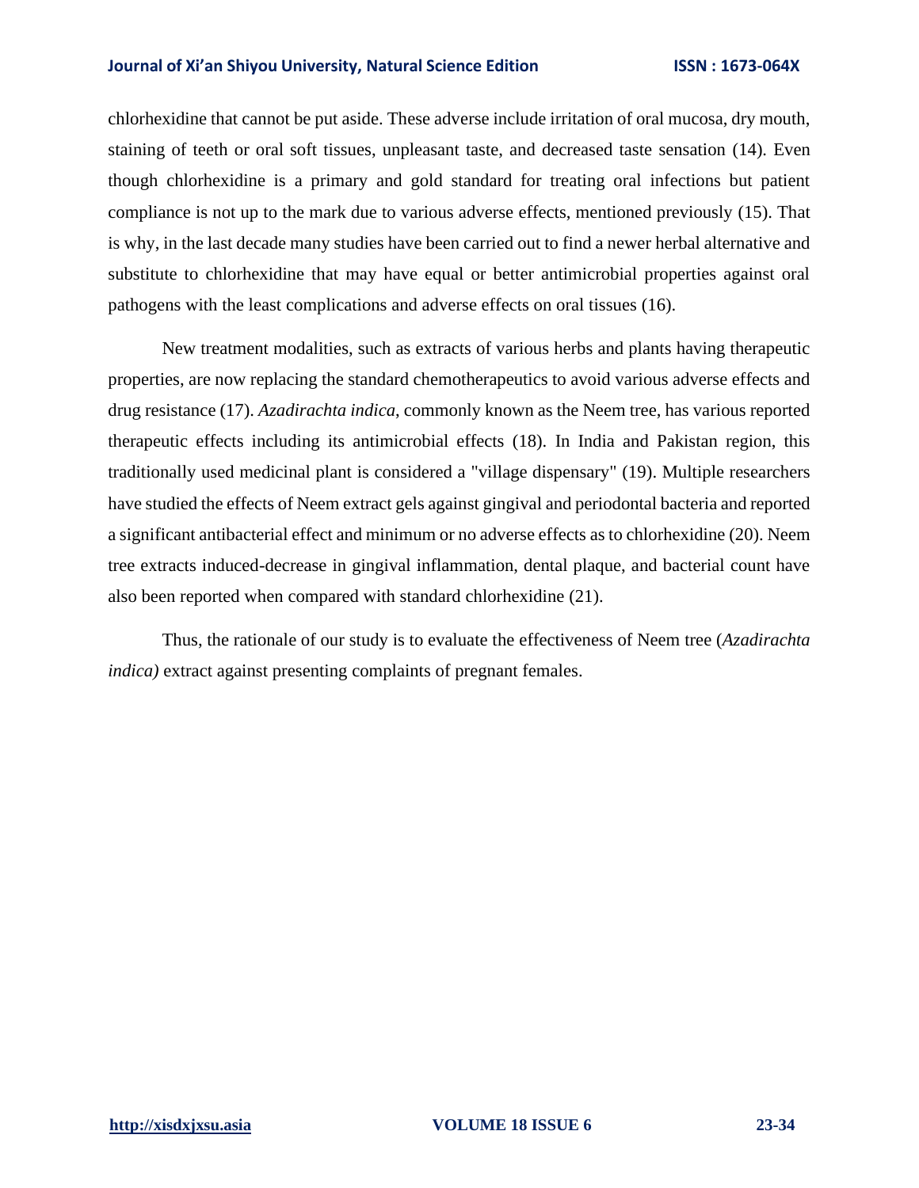chlorhexidine that cannot be put aside. These adverse include irritation of oral mucosa, dry mouth, staining of teeth or oral soft tissues, unpleasant taste, and decreased taste sensation (14). Even though chlorhexidine is a primary and gold standard for treating oral infections but patient compliance is not up to the mark due to various adverse effects, mentioned previously (15). That is why, in the last decade many studies have been carried out to find a newer herbal alternative and substitute to chlorhexidine that may have equal or better antimicrobial properties against oral pathogens with the least complications and adverse effects on oral tissues (16).

New treatment modalities, such as extracts of various herbs and plants having therapeutic properties, are now replacing the standard chemotherapeutics to avoid various adverse effects and drug resistance (17). *Azadirachta indica*, commonly known as the Neem tree, has various reported therapeutic effects including its antimicrobial effects (18). In India and Pakistan region, this traditionally used medicinal plant is considered a "village dispensary" (19). Multiple researchers have studied the effects of Neem extract gels against gingival and periodontal bacteria and reported a significant antibacterial effect and minimum or no adverse effects as to chlorhexidine (20). Neem tree extracts induced-decrease in gingival inflammation, dental plaque, and bacterial count have also been reported when compared with standard chlorhexidine (21).

Thus, the rationale of our study is to evaluate the effectiveness of Neem tree (*Azadirachta indica)* extract against presenting complaints of pregnant females.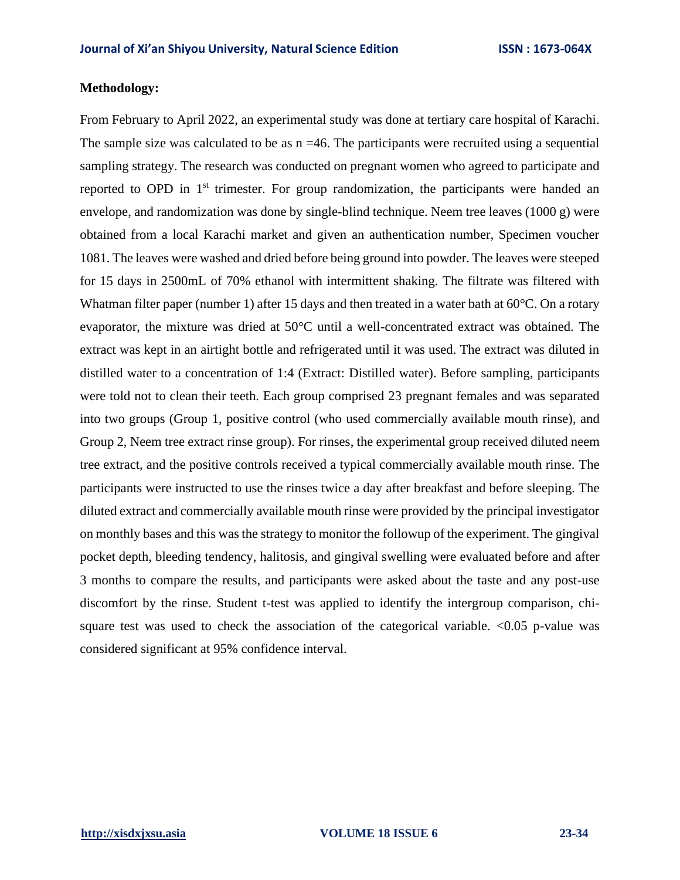**Methodology:**

From February to April 2022, an experimental study was done at tertiary care hospital of Karachi. The sample size was calculated to be as n =46. The participants were recruited using a sequential sampling strategy. The research was conducted on pregnant women who agreed to participate and reported to OPD in 1st trimester. For group randomization, the participants were handed an envelope, and randomization was done by single-blind technique. Neem tree leaves (1000 g) were obtained from a local Karachi market and given an authentication number, Specimen voucher 1081. The leaves were washed and dried before being ground into powder. The leaves were steeped for 15 days in 2500mL of 70% ethanol with intermittent shaking. The filtrate was filtered with Whatman filter paper (number 1) after 15 days and then treated in a water bath at 60°C. On a rotary evaporator, the mixture was dried at 50°C until a well-concentrated extract was obtained. The extract was kept in an airtight bottle and refrigerated until it was used. The extract was diluted in distilled water to a concentration of 1:4 (Extract: Distilled water). Before sampling, participants were told not to clean their teeth. Each group comprised 23 pregnant females and was separated into two groups (Group 1, positive control (who used commercially available mouth rinse), and Group 2, Neem tree extract rinse group). For rinses, the experimental group received diluted neem tree extract, and the positive controls received a typical commercially available mouth rinse. The participants were instructed to use the rinses twice a day after breakfast and before sleeping. The diluted extract and commercially available mouth rinse were provided by the principal investigator on monthly bases and this was the strategy to monitor the followup of the experiment. The gingival pocket depth, bleeding tendency, halitosis, and gingival swelling were evaluated before and after 3 months to compare the results, and participants were asked about the taste and any post-use discomfort by the rinse. Student t-test was applied to identify the intergroup comparison, chi-square test was used to check the association of the categorical variable. <0.05 p-value was considered significant at 95% confidence interval.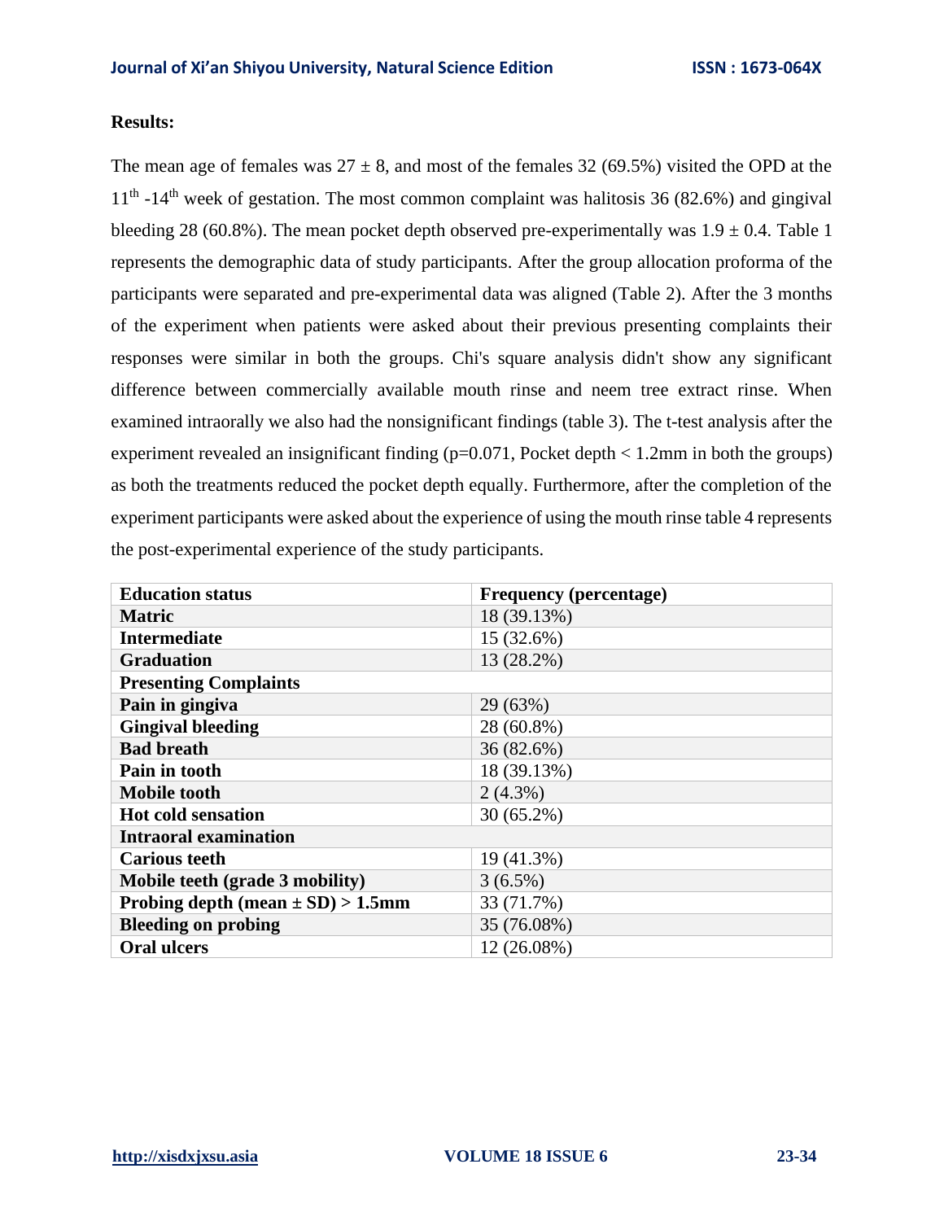**Results:**

The mean age of females was $27 \pm 8$, and most of the females 32 (69.5%) visited the OPD at the $11^{th}$ -$14^{th}$ week of gestation. The most common complaint was halitosis 36 (82.6%) and gingival bleeding 28 (60.8%). The mean pocket depth observed pre-experimentally was $1.9 \pm 0.4$. Table 1 represents the demographic data of study participants. After the group allocation proforma of the participants were separated and pre-experimental data was aligned (Table 2). After the 3 months of the experiment when patients were asked about their previous presenting complaints their responses were similar in both the groups. Chi's square analysis didn't show any significant difference between commercially available mouth rinse and neem tree extract rinse. When examined intraorally we also had the nonsignificant findings (table 3). The t-test analysis after the experiment revealed an insignificant finding ($p=0.071$, Pocket depth < 1.2mm in both the groups) as both the treatments reduced the pocket depth equally. Furthermore, after the completion of the experiment participants were asked about the experience of using the mouth rinse table 4 represents the post-experimental experience of the study participants.

| **Education status** | **Frequency (percentage)** |
|---|---|
| **Matric** | 18 (39.13%) |
| **Intermediate** | 15 (32.6%) |
| **Graduation** | 13 (28.2%) |
| **Presenting Complaints** | |
| **Pain in gingiva** | 29 (63%) |
| **Gingival bleeding** | 28 (60.8%) |
| **Bad breath** | 36 (82.6%) |
| **Pain in tooth** | 18 (39.13%) |
| **Mobile tooth** | 2 (4.3%) |
| **Hot cold sensation** | 30 (65.2%) |
| **Intraoral examination** | |
| **Carious teeth** | 19 (41.3%) |
| **Mobile teeth (grade 3 mobility)** | 3 (6.5%) |
| **Probing depth (mean ± SD) > 1.5mm** | 33 (71.7%) |
| **Bleeding on probing** | 35 (76.08%) |
| **Oral ulcers** | 12 (26.08%) |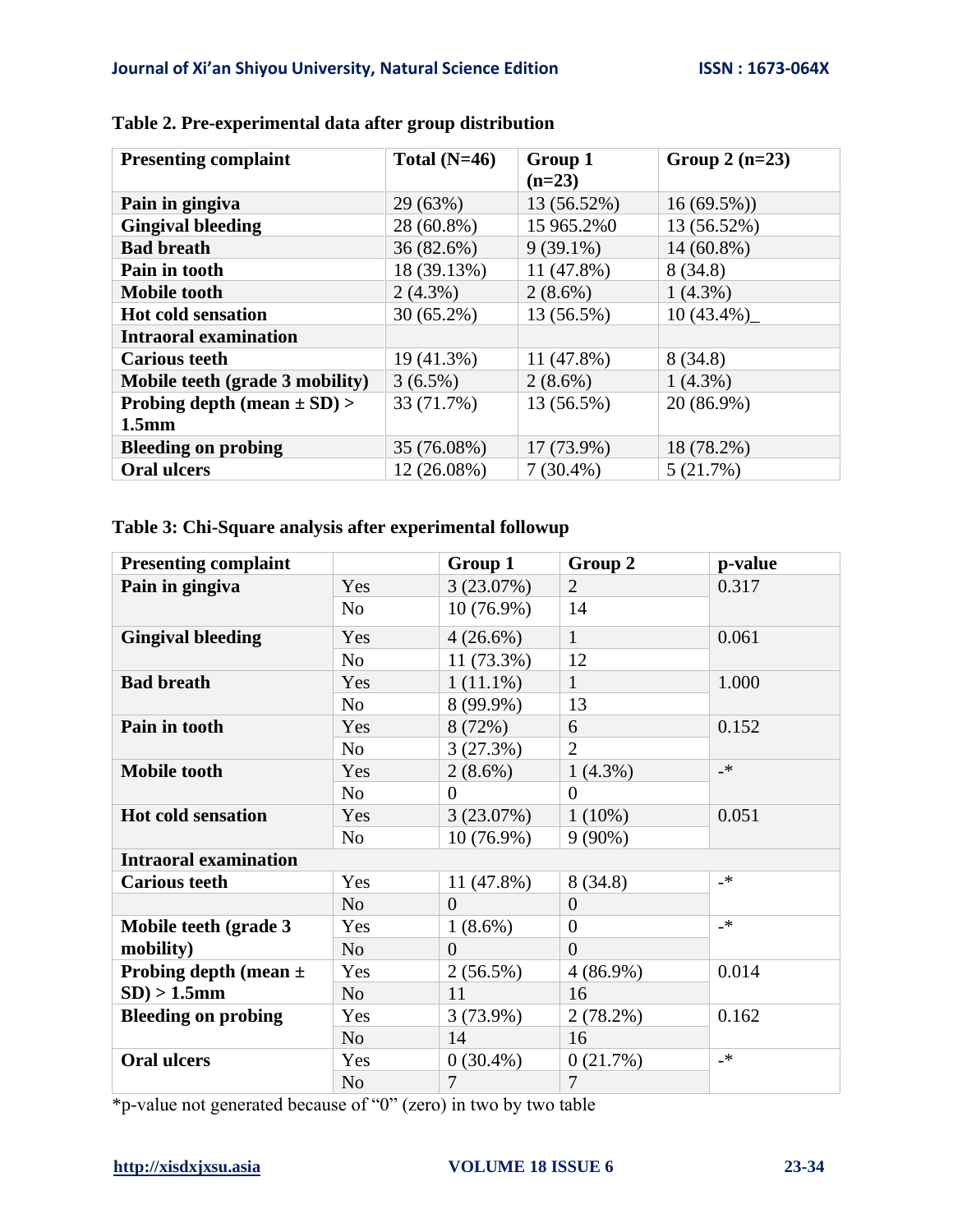**Table 2. Pre-experimental data after group distribution**

| Presenting complaint | Total (N=46) | Group 1 (n=23) | Group 2 (n=23) |
|---|---|---|---|
| **Pain in gingiva** | 29 (63%) | 13 (56.52%) | 16 (69.5%)) |
| **Gingival bleeding** | 28 (60.8%) | 15 965.2%0 | 13 (56.52%) |
| **Bad breath** | 36 (82.6%) | 9 (39.1%) | 14 (60.8%) |
| **Pain in tooth** | 18 (39.13%) | 11 (47.8%) | 8 (34.8) |
| **Mobile tooth** | 2 (4.3%) | 2 (8.6%) | 1 (4.3%) |
| **Hot cold sensation** | 30 (65.2%) | 13 (56.5%) | 10 (43.4%)_ |
| **Intraoral examination** | | | |
| **Carious teeth** | 19 (41.3%) | 11 (47.8%) | 8 (34.8) |
| **Mobile teeth (grade 3 mobility)** | 3 (6.5%) | 2 (8.6%) | 1 (4.3%) |
| **Probing depth (mean ± SD) > 1.5mm** | 33 (71.7%) | 13 (56.5%) | 20 (86.9%) |
| **Bleeding on probing** | 35 (76.08%) | 17 (73.9%) | 18 (78.2%) |
| **Oral ulcers** | 12 (26.08%) | 7 (30.4%) | 5 (21.7%) |

**Table 3: Chi-Square analysis after experimental followup**

| Presenting complaint | | Group 1 | Group 2 | p-value |
|---|---|---|---|---|
| **Pain in gingiva** | Yes | 3 (23.07%) | 2 | 0.317 |
| | No | 10 (76.9%) | 14 | |
| **Gingival bleeding** | Yes | 4 (26.6%) | 1 | 0.061 |
| | No | 11 (73.3%) | 12 | |
| **Bad breath** | Yes | 1 (11.1%) | 1 | 1.000 |
| | No | 8 (99.9%) | 13 | |
| **Pain in tooth** | Yes | 8 (72%) | 6 | 0.152 |
| | No | 3 (27.3%) | 2 | |
| **Mobile tooth** | Yes | 2 (8.6%) | 1 (4.3%) | -* |
| | No | 0 | 0 | |
| **Hot cold sensation** | Yes | 3 (23.07%) | 1 (10%) | 0.051 |
| | No | 10 (76.9%) | 9 (90%) | |
| **Intraoral examination** | | | | |
| **Carious teeth** | Yes | 11 (47.8%) | 8 (34.8) | -* |
| | No | 0 | 0 | |
| **Mobile teeth (grade 3 mobility)** | Yes | 1 (8.6%) | 0 | -* |
| | No | 0 | 0 | |
| **Probing depth (mean ± SD) > 1.5mm** | Yes | 2 (56.5%) | 4 (86.9%) | 0.014 |
| | No | 11 | 16 | |
| **Bleeding on probing** | Yes | 3 (73.9%) | 2 (78.2%) | 0.162 |
| | No | 14 | 16 | |
| **Oral ulcers** | Yes | 0 (30.4%) | 0 (21.7%) | -* |
| | No | 7 | 7 | |

*p-value not generated because of "0" (zero) in two by two table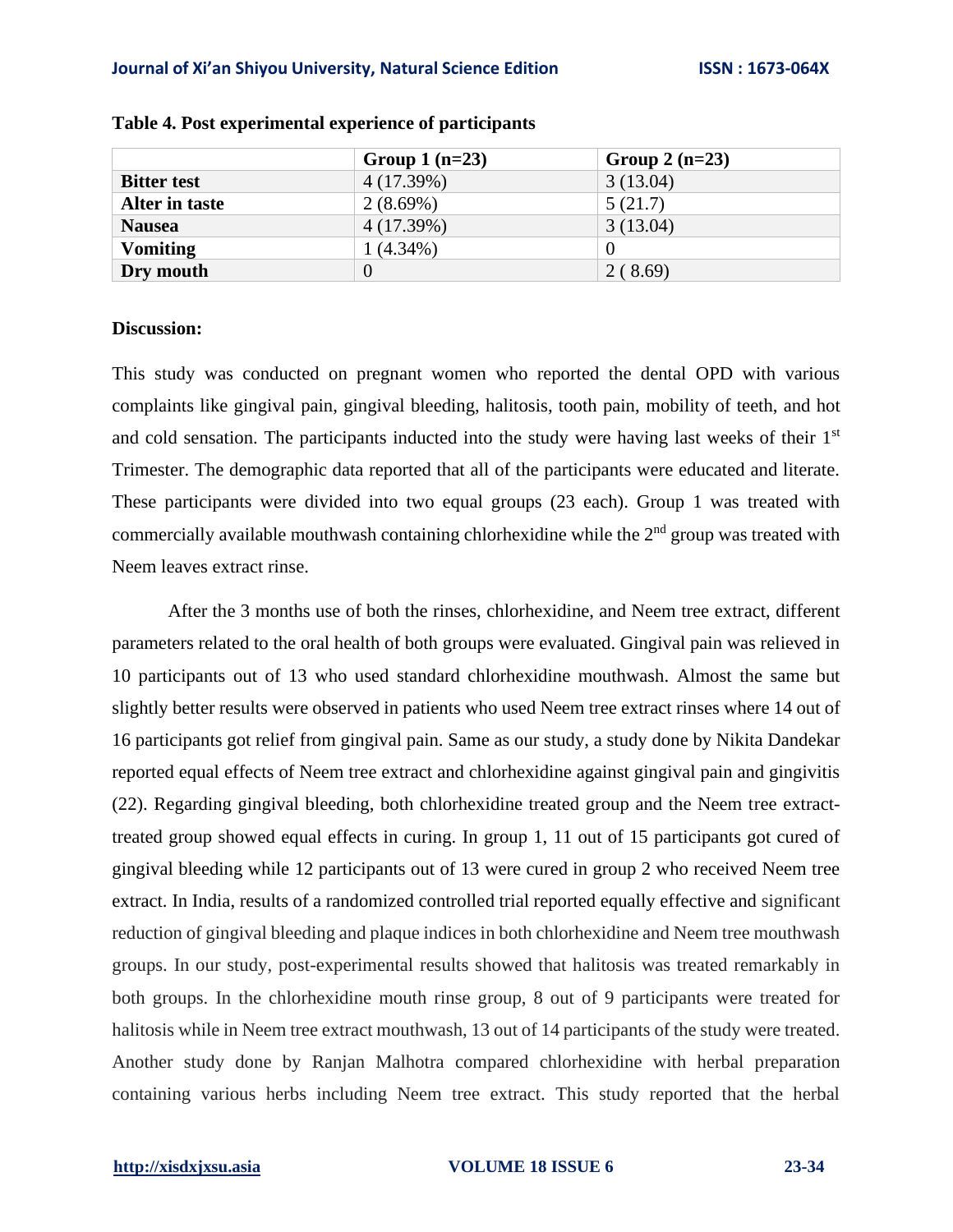**Table 4. Post experimental experience of participants**

| | Group 1 (n=23) | Group 2 (n=23) |
|---|---|---|
| **Bitter test** | 4 (17.39%) | 3 (13.04) |
| **Alter in taste** | 2 (8.69%) | 5 (21.7) |
| **Nausea** | 4 (17.39%) | 3 (13.04) |
| **Vomiting** | 1 (4.34%) | 0 |
| **Dry mouth** | 0 | 2 ( 8.69) |

**Discussion:**

This study was conducted on pregnant women who reported the dental OPD with various complaints like gingival pain, gingival bleeding, halitosis, tooth pain, mobility of teeth, and hot and cold sensation. The participants inducted into the study were having last weeks of their 1st Trimester. The demographic data reported that all of the participants were educated and literate. These participants were divided into two equal groups (23 each). Group 1 was treated with commercially available mouthwash containing chlorhexidine while the 2nd group was treated with Neem leaves extract rinse.

After the 3 months use of both the rinses, chlorhexidine, and Neem tree extract, different parameters related to the oral health of both groups were evaluated. Gingival pain was relieved in 10 participants out of 13 who used standard chlorhexidine mouthwash. Almost the same but slightly better results were observed in patients who used Neem tree extract rinses where 14 out of 16 participants got relief from gingival pain. Same as our study, a study done by Nikita Dandekar reported equal effects of Neem tree extract and chlorhexidine against gingival pain and gingivitis (22). Regarding gingival bleeding, both chlorhexidine treated group and the Neem tree extract-treated group showed equal effects in curing. In group 1, 11 out of 15 participants got cured of gingival bleeding while 12 participants out of 13 were cured in group 2 who received Neem tree extract. In India, results of a randomized controlled trial reported equally effective and significant reduction of gingival bleeding and plaque indices in both chlorhexidine and Neem tree mouthwash groups. In our study, post-experimental results showed that halitosis was treated remarkably in both groups. In the chlorhexidine mouth rinse group, 8 out of 9 participants were treated for halitosis while in Neem tree extract mouthwash, 13 out of 14 participants of the study were treated. Another study done by Ranjan Malhotra compared chlorhexidine with herbal preparation containing various herbs including Neem tree extract. This study reported that the herbal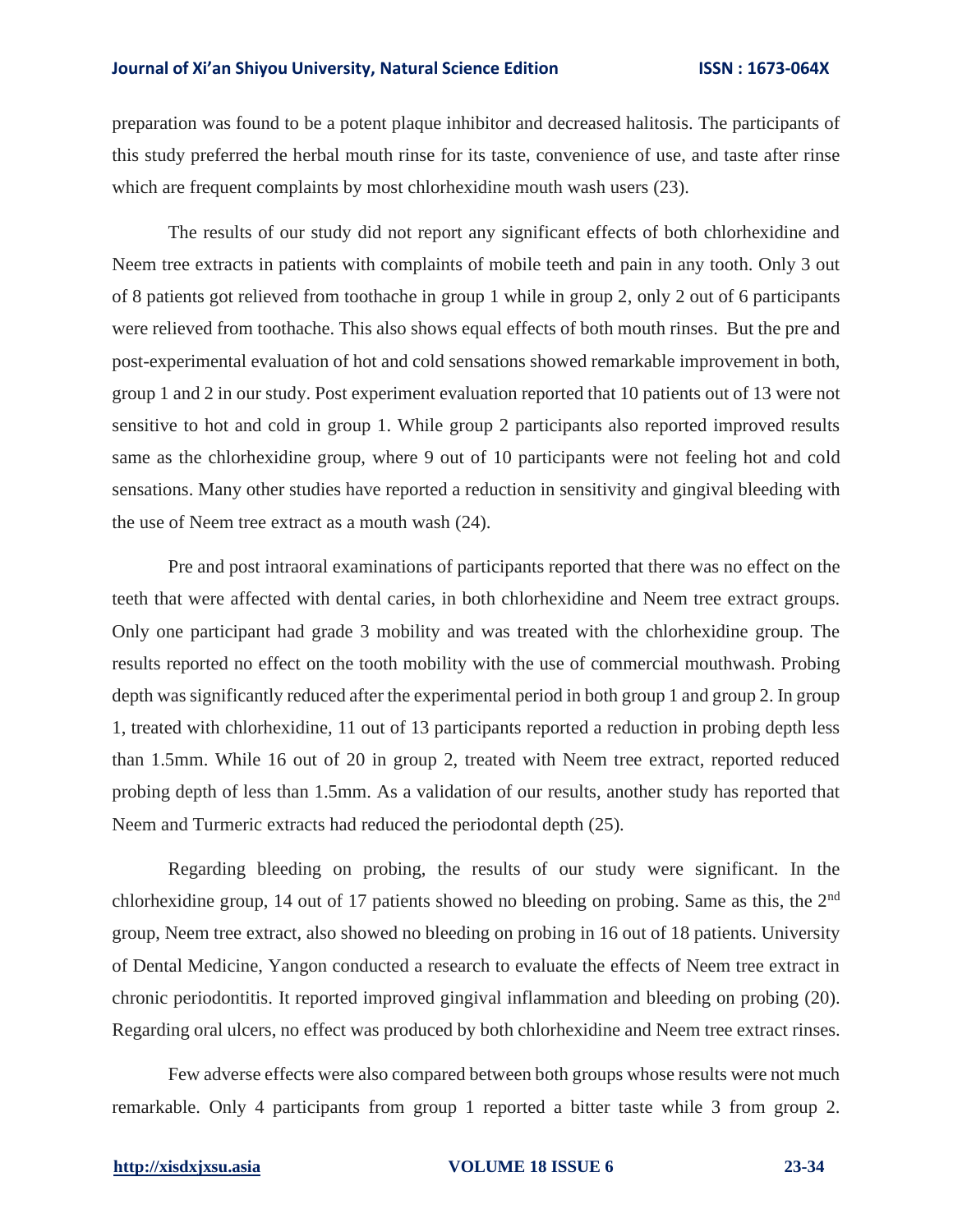preparation was found to be a potent plaque inhibitor and decreased halitosis. The participants of this study preferred the herbal mouth rinse for its taste, convenience of use, and taste after rinse which are frequent complaints by most chlorhexidine mouth wash users (23).

The results of our study did not report any significant effects of both chlorhexidine and Neem tree extracts in patients with complaints of mobile teeth and pain in any tooth. Only 3 out of 8 patients got relieved from toothache in group 1 while in group 2, only 2 out of 6 participants were relieved from toothache. This also shows equal effects of both mouth rinses. But the pre and post-experimental evaluation of hot and cold sensations showed remarkable improvement in both, group 1 and 2 in our study. Post experiment evaluation reported that 10 patients out of 13 were not sensitive to hot and cold in group 1. While group 2 participants also reported improved results same as the chlorhexidine group, where 9 out of 10 participants were not feeling hot and cold sensations. Many other studies have reported a reduction in sensitivity and gingival bleeding with the use of Neem tree extract as a mouth wash (24).

Pre and post intraoral examinations of participants reported that there was no effect on the teeth that were affected with dental caries, in both chlorhexidine and Neem tree extract groups. Only one participant had grade 3 mobility and was treated with the chlorhexidine group. The results reported no effect on the tooth mobility with the use of commercial mouthwash. Probing depth was significantly reduced after the experimental period in both group 1 and group 2. In group 1, treated with chlorhexidine, 11 out of 13 participants reported a reduction in probing depth less than 1.5mm. While 16 out of 20 in group 2, treated with Neem tree extract, reported reduced probing depth of less than 1.5mm. As a validation of our results, another study has reported that Neem and Turmeric extracts had reduced the periodontal depth (25).

Regarding bleeding on probing, the results of our study were significant. In the chlorhexidine group, 14 out of 17 patients showed no bleeding on probing. Same as this, the 2nd group, Neem tree extract, also showed no bleeding on probing in 16 out of 18 patients. University of Dental Medicine, Yangon conducted a research to evaluate the effects of Neem tree extract in chronic periodontitis. It reported improved gingival inflammation and bleeding on probing (20). Regarding oral ulcers, no effect was produced by both chlorhexidine and Neem tree extract rinses.

Few adverse effects were also compared between both groups whose results were not much remarkable. Only 4 participants from group 1 reported a bitter taste while 3 from group 2.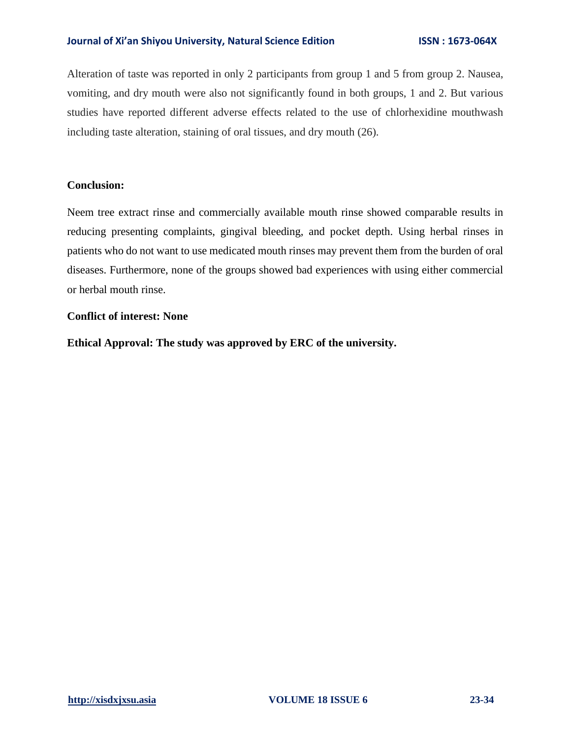Alteration of taste was reported in only 2 participants from group 1 and 5 from group 2. Nausea, vomiting, and dry mouth were also not significantly found in both groups, 1 and 2. But various studies have reported different adverse effects related to the use of chlorhexidine mouthwash including taste alteration, staining of oral tissues, and dry mouth (26).

**Conclusion:**

Neem tree extract rinse and commercially available mouth rinse showed comparable results in reducing presenting complaints, gingival bleeding, and pocket depth. Using herbal rinses in patients who do not want to use medicated mouth rinses may prevent them from the burden of oral diseases. Furthermore, none of the groups showed bad experiences with using either commercial or herbal mouth rinse.

**Conflict of interest: None**

**Ethical Approval: The study was approved by ERC of the university.**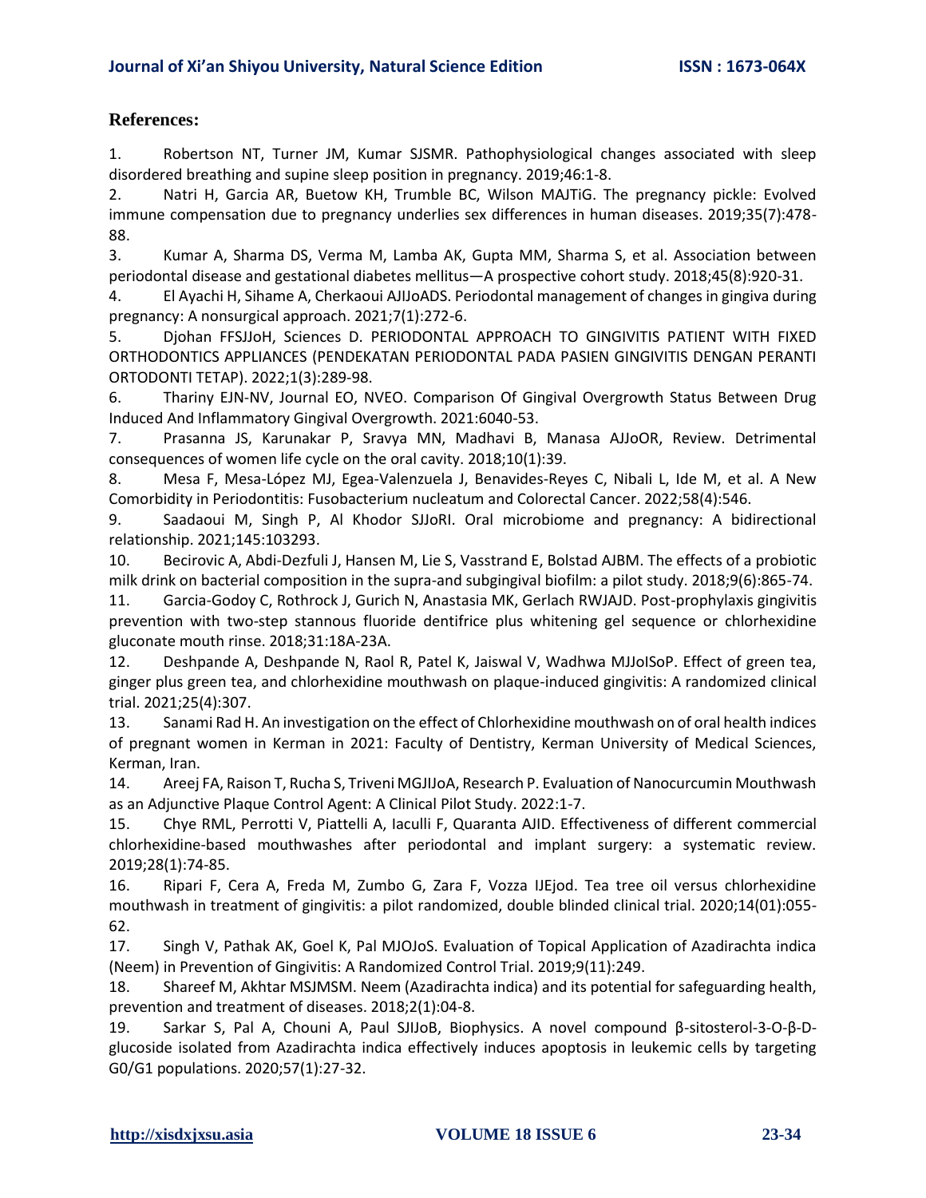## References:

1. Robertson NT, Turner JM, Kumar SJSMR. Pathophysiological changes associated with sleep disordered breathing and supine sleep position in pregnancy. 2019;46:1-8.
2. Natri H, Garcia AR, Buetow KH, Trumble BC, Wilson MAJTiG. The pregnancy pickle: Evolved immune compensation due to pregnancy underlies sex differences in human diseases. 2019;35(7):478-88.
3. Kumar A, Sharma DS, Verma M, Lamba AK, Gupta MM, Sharma S, et al. Association between periodontal disease and gestational diabetes mellitus—A prospective cohort study. 2018;45(8):920-31.
4. El Ayachi H, Sihame A, Cherkaoui AJIJoADS. Periodontal management of changes in gingiva during pregnancy: A nonsurgical approach. 2021;7(1):272-6.
5. Djohan FFSJJoH, Sciences D. PERIODONTAL APPROACH TO GINGIVITIS PATIENT WITH FIXED ORTHODONTICS APPLIANCES (PENDEKATAN PERIODONTAL PADA PASIEN GINGIVITIS DENGAN PERANTI ORTODONTI TETAP). 2022;1(3):289-98.
6. Thariny EJN-NV, Journal EO, NVEO. Comparison Of Gingival Overgrowth Status Between Drug Induced And Inflammatory Gingival Overgrowth. 2021:6040-53.
7. Prasanna JS, Karunakar P, Sravya MN, Madhavi B, Manasa AJJoOR, Review. Detrimental consequences of women life cycle on the oral cavity. 2018;10(1):39.
8. Mesa F, Mesa-López MJ, Egea-Valenzuela J, Benavides-Reyes C, Nibali L, Ide M, et al. A New Comorbidity in Periodontitis: Fusobacterium nucleatum and Colorectal Cancer. 2022;58(4):546.
9. Saadaoui M, Singh P, Al Khodor SJJoRI. Oral microbiome and pregnancy: A bidirectional relationship. 2021;145:103293.
10. Becirovic A, Abdi-Dezfuli J, Hansen M, Lie S, Vasstrand E, Bolstad AJBM. The effects of a probiotic milk drink on bacterial composition in the supra-and subgingival biofilm: a pilot study. 2018;9(6):865-74.
11. Garcia-Godoy C, Rothrock J, Gurich N, Anastasia MK, Gerlach RWJAJD. Post-prophylaxis gingivitis prevention with two-step stannous fluoride dentifrice plus whitening gel sequence or chlorhexidine gluconate mouth rinse. 2018;31:18A-23A.
12. Deshpande A, Deshpande N, Raol R, Patel K, Jaiswal V, Wadhwa MJJoISoP. Effect of green tea, ginger plus green tea, and chlorhexidine mouthwash on plaque-induced gingivitis: A randomized clinical trial. 2021;25(4):307.
13. Sanami Rad H. An investigation on the effect of Chlorhexidine mouthwash on of oral health indices of pregnant women in Kerman in 2021: Faculty of Dentistry, Kerman University of Medical Sciences, Kerman, Iran.
14. Areej FA, Raison T, Rucha S, Triveni MGJIJoA, Research P. Evaluation of Nanocurcumin Mouthwash as an Adjunctive Plaque Control Agent: A Clinical Pilot Study. 2022:1-7.
15. Chye RML, Perrotti V, Piattelli A, Iaculli F, Quaranta AJID. Effectiveness of different commercial chlorhexidine-based mouthwashes after periodontal and implant surgery: a systematic review. 2019;28(1):74-85.
16. Ripari F, Cera A, Freda M, Zumbo G, Zara F, Vozza IJEjod. Tea tree oil versus chlorhexidine mouthwash in treatment of gingivitis: a pilot randomized, double blinded clinical trial. 2020;14(01):055-62.
17. Singh V, Pathak AK, Goel K, Pal MJOJoS. Evaluation of Topical Application of Azadirachta indica (Neem) in Prevention of Gingivitis: A Randomized Control Trial. 2019;9(11):249.
18. Shareef M, Akhtar MSJMSM. Neem (Azadirachta indica) and its potential for safeguarding health, prevention and treatment of diseases. 2018;2(1):04-8.
19. Sarkar S, Pal A, Chouni A, Paul SJIJoB, Biophysics. A novel compound β-sitosterol-3-O-β-D-glucoside isolated from Azadirachta indica effectively induces apoptosis in leukemic cells by targeting G0/G1 populations. 2020;57(1):27-32.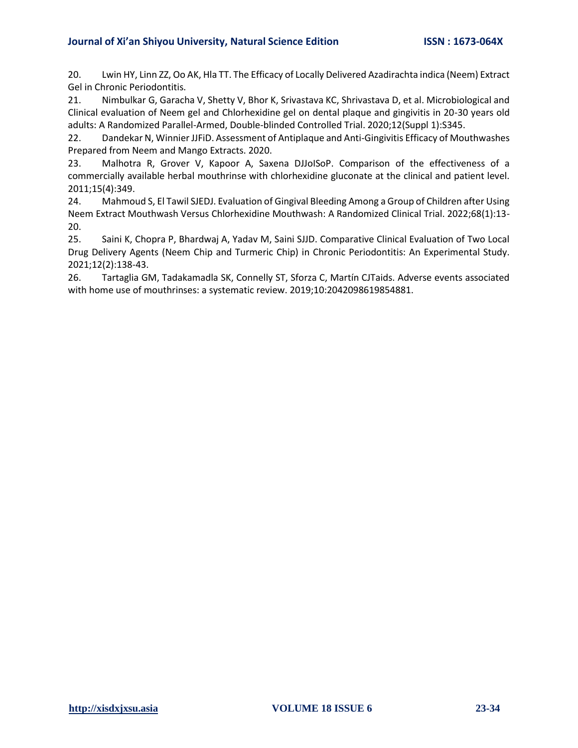20. Lwin HY, Linn ZZ, Oo AK, Hla TT. The Efficacy of Locally Delivered Azadirachta indica (Neem) Extract Gel in Chronic Periodontitis.

21. Nimbulkar G, Garacha V, Shetty V, Bhor K, Srivastava KC, Shrivastava D, et al. Microbiological and Clinical evaluation of Neem gel and Chlorhexidine gel on dental plaque and gingivitis in 20-30 years old adults: A Randomized Parallel-Armed, Double-blinded Controlled Trial. 2020;12(Suppl 1):S345.

22. Dandekar N, Winnier JJFiD. Assessment of Antiplaque and Anti-Gingivitis Efficacy of Mouthwashes Prepared from Neem and Mango Extracts. 2020.

23. Malhotra R, Grover V, Kapoor A, Saxena DJJoISoP. Comparison of the effectiveness of a commercially available herbal mouthrinse with chlorhexidine gluconate at the clinical and patient level. 2011;15(4):349.

24. Mahmoud S, El Tawil SJEDJ. Evaluation of Gingival Bleeding Among a Group of Children after Using Neem Extract Mouthwash Versus Chlorhexidine Mouthwash: A Randomized Clinical Trial. 2022;68(1):13-20.

25. Saini K, Chopra P, Bhardwaj A, Yadav M, Saini SJJD. Comparative Clinical Evaluation of Two Local Drug Delivery Agents (Neem Chip and Turmeric Chip) in Chronic Periodontitis: An Experimental Study. 2021;12(2):138-43.

26. Tartaglia GM, Tadakamadla SK, Connelly ST, Sforza C, Martín CJTaids. Adverse events associated with home use of mouthrinses: a systematic review. 2019;10:2042098619854881.